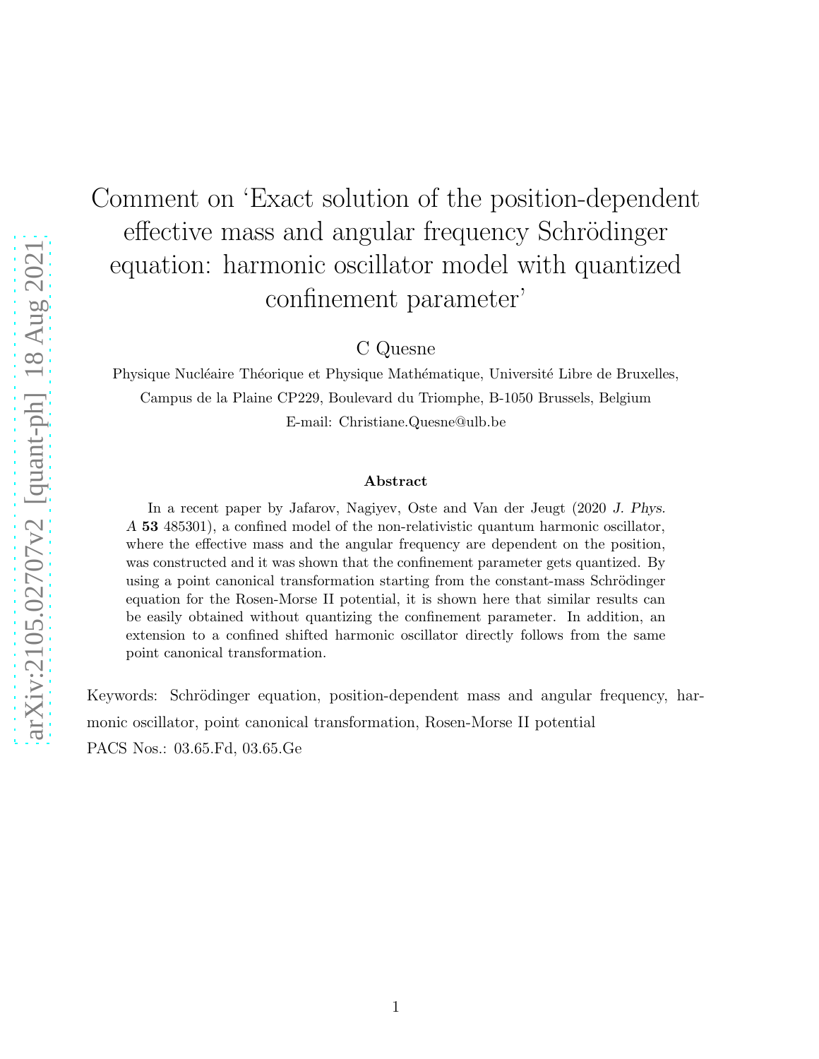# Comment on 'Exact solution of the position-dependent effective mass and angular frequency Schrödinger equation: harmonic oscillator model with quantized confinement parameter'

C Quesne

Physique Nucléaire Théorique et Physique Mathématique, Université Libre de Bruxelles, Campus de la Plaine CP229, Boulevard du Triomphe, B-1050 Brussels, Belgium

E-mail: Christiane.Quesne@ulb.be

### Abstract

In a recent paper by Jafarov, Nagiyev, Oste and Van der Jeugt (2020 *J. Phys. A* **53** 485301), a confined model of the non-relativistic quantum harmonic oscillator, where the effective mass and the angular frequency are dependent on the position, was constructed and it was shown that the confinement parameter gets quantized. By using a point canonical transformation starting from the constant-mass Schrödinger equation for the Rosen-Morse II potential, it is shown here that similar results can be easily obtained without quantizing the confinement parameter. In addition, an extension to a confined shifted harmonic oscillator directly follows from the same point canonical transformation.

Keywords: Schrödinger equation, position-dependent mass and angular frequency, harmonic oscillator, point canonical transformation, Rosen-Morse II potential

PACS Nos.: 03.65.Fd, 03.65.Ge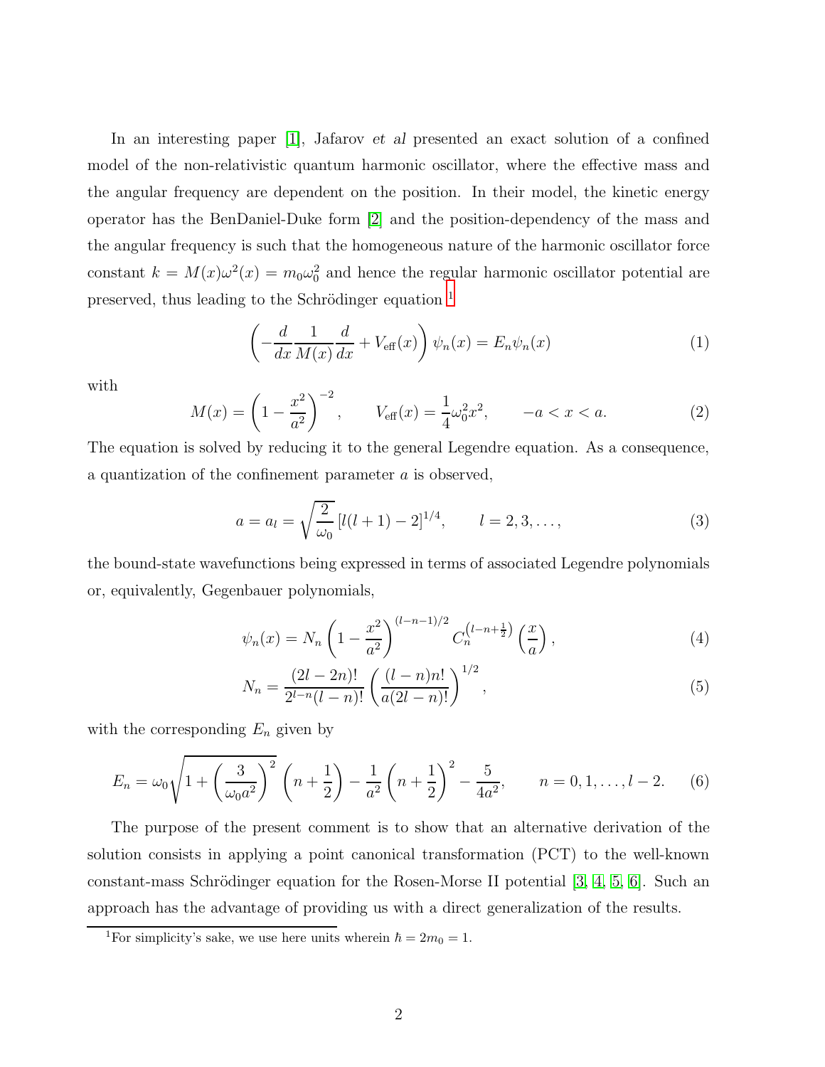In an interesting paper [1], Jafarov *et al* presented an exact solution of a confined model of the non-relativistic quantum harmonic oscillator, where the effective mass and the angular frequency are dependent on the position. In their model, the kinetic energy operator has the BenDaniel-Duke form [2] and the position-dependency of the mass and the angular frequency is such that the homogeneous nature of the harmonic oscillator force constant $k = M(x)\omega^2(x) = m_0\omega_0^2$ and hence the regular harmonic oscillator potential are preserved, thus leading to the Schrödinger equation [1]

$$\left(-\frac{d}{dx}\frac{1}{M(x)}\frac{d}{dx} + V_{\rm eff}(x)\right)\psi_n(x) = E_n\psi_n(x) \tag{1}$$

with

$$M(x) = \left(1 - \frac{x^2}{a^2}\right)^{-2}, \qquad V_{\rm eff}(x) = \frac{1}{4}\omega_0^2 x^2, \qquad -a < x < a. \tag{2}$$

The equation is solved by reducing it to the general Legendre equation. As a consequence, a quantization of the confinement parameter $a$ is observed,

$$a = a_l = \sqrt{\frac{2}{\omega_0}}\,[l(l+1) - 2]^{1/4}, \qquad l = 2, 3, \ldots, \tag{3}$$

the bound-state wavefunctions being expressed in terms of associated Legendre polynomials or, equivalently, Gegenbauer polynomials,

$$\psi_n(x) = N_n\left(1 - \frac{x^2}{a^2}\right)^{(l-n-1)/2} C_n^{\left(l-n+\frac{1}{2}\right)}\left(\frac{x}{a}\right), \tag{4}$$

$$N_n = \frac{(2l-2n)!}{2^{l-n}(l-n)!}\left(\frac{(l-n)n!}{a(2l-n)!}\right)^{1/2}, \tag{5}$$

with the corresponding $E_n$ given by

$$E_n = \omega_0\sqrt{1 + \left(\frac{3}{\omega_0 a^2}\right)^2}\left(n + \frac{1}{2}\right) - \frac{1}{a^2}\left(n + \frac{1}{2}\right)^2 - \frac{5}{4a^2}, \qquad n = 0, 1, \ldots, l-2. \tag{6}$$

The purpose of the present comment is to show that an alternative derivation of the solution consists in applying a point canonical transformation (PCT) to the well-known constant-mass Schrödinger equation for the Rosen-Morse II potential [3, 4, 5, 6]. Such an approach has the advantage of providing us with a direct generalization of the results.

[1] For simplicity's sake, we use here units wherein $\hbar = 2m_0 = 1$.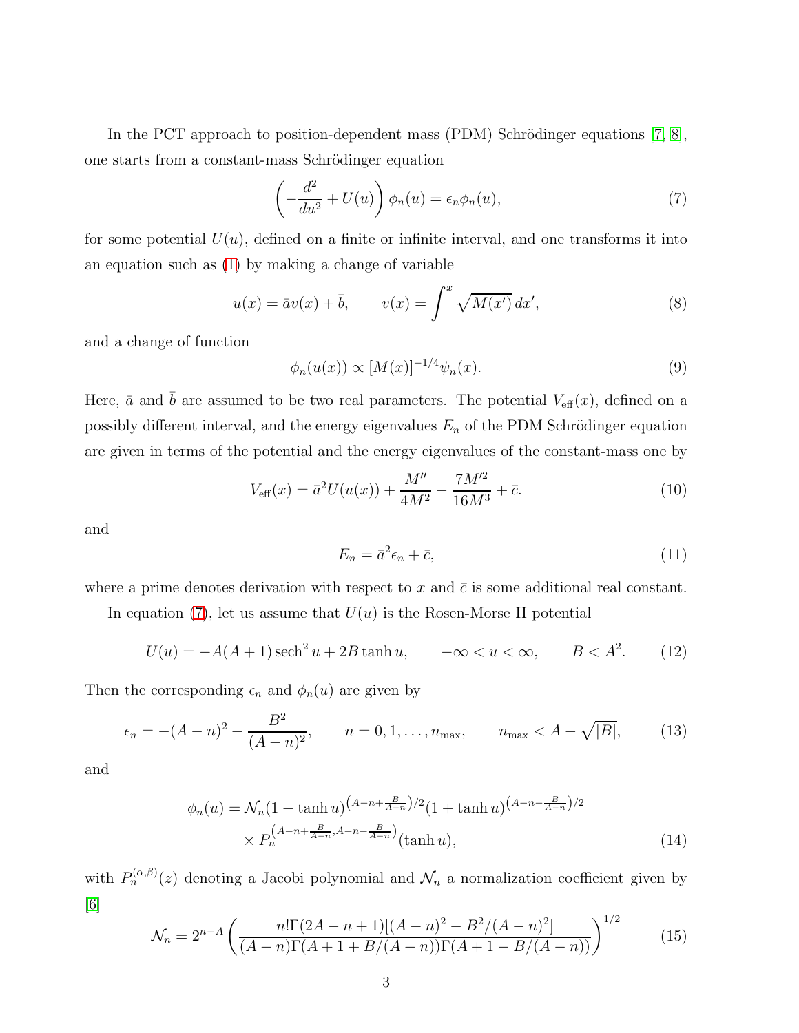In the PCT approach to position-dependent mass (PDM) Schrödinger equations [7, 8], one starts from a constant-mass Schrödinger equation

$$\left(-\frac{d^2}{du^2} + U(u)\right) \phi_n(u) = \epsilon_n \phi_n(u), \tag{7}$$

for some potential $U(u)$, defined on a finite or infinite interval, and one transforms it into an equation such as (1) by making a change of variable

$$u(x) = \bar{a} v(x) + \bar{b}, \qquad v(x) = \int^x \sqrt{M(x')}\, dx', \tag{8}$$

and a change of function

$$\phi_n(u(x)) \propto [M(x)]^{-1/4} \psi_n(x). \tag{9}$$

Here, $\bar{a}$ and $\bar{b}$ are assumed to be two real parameters. The potential $V_{\text{eff}}(x)$, defined on a possibly different interval, and the energy eigenvalues $E_n$ of the PDM Schrödinger equation are given in terms of the potential and the energy eigenvalues of the constant-mass one by

$$V_{\text{eff}}(x) = \bar{a}^2 U(u(x)) + \frac{M''}{4M^2} - \frac{7M'^2}{16M^3} + \bar{c}. \tag{10}$$

and

$$E_n = \bar{a}^2 \epsilon_n + \bar{c}, \tag{11}$$

where a prime denotes derivation with respect to $x$ and $\bar{c}$ is some additional real constant.

In equation (7), let us assume that $U(u)$ is the Rosen-Morse II potential

$$U(u) = -A(A+1) \operatorname{sech}^2 u + 2B \tanh u, \qquad -\infty < u < \infty, \qquad B < A^2. \tag{12}$$

Then the corresponding $\epsilon_n$ and $\phi_n(u)$ are given by

$$\epsilon_n = -(A-n)^2 - \frac{B^2}{(A-n)^2}, \qquad n = 0, 1, \ldots, n_{\max}, \qquad n_{\max} < A - \sqrt{|B|}, \tag{13}$$

and

$$\begin{aligned}
\phi_n(u) = {} & \mathcal{N}_n (1 - \tanh u)^{\left(A-n+\frac{B}{A-n}\right)/2} (1 + \tanh u)^{\left(A-n-\frac{B}{A-n}\right)/2} \\
& \times P_n^{\left(A-n+\frac{B}{A-n}, A-n-\frac{B}{A-n}\right)}(\tanh u),
\end{aligned} \tag{14}$$

with $P_n^{(\alpha,\beta)}(z)$ denoting a Jacobi polynomial and $\mathcal{N}_n$ a normalization coefficient given by [6]

$$\mathcal{N}_n = 2^{n-A} \left( \frac{n!\Gamma(2A-n+1)[(A-n)^2 - B^2/(A-n)^2]}{(A-n)\Gamma(A+1+B/(A-n))\Gamma(A+1-B/(A-n))} \right)^{1/2} \tag{15}$$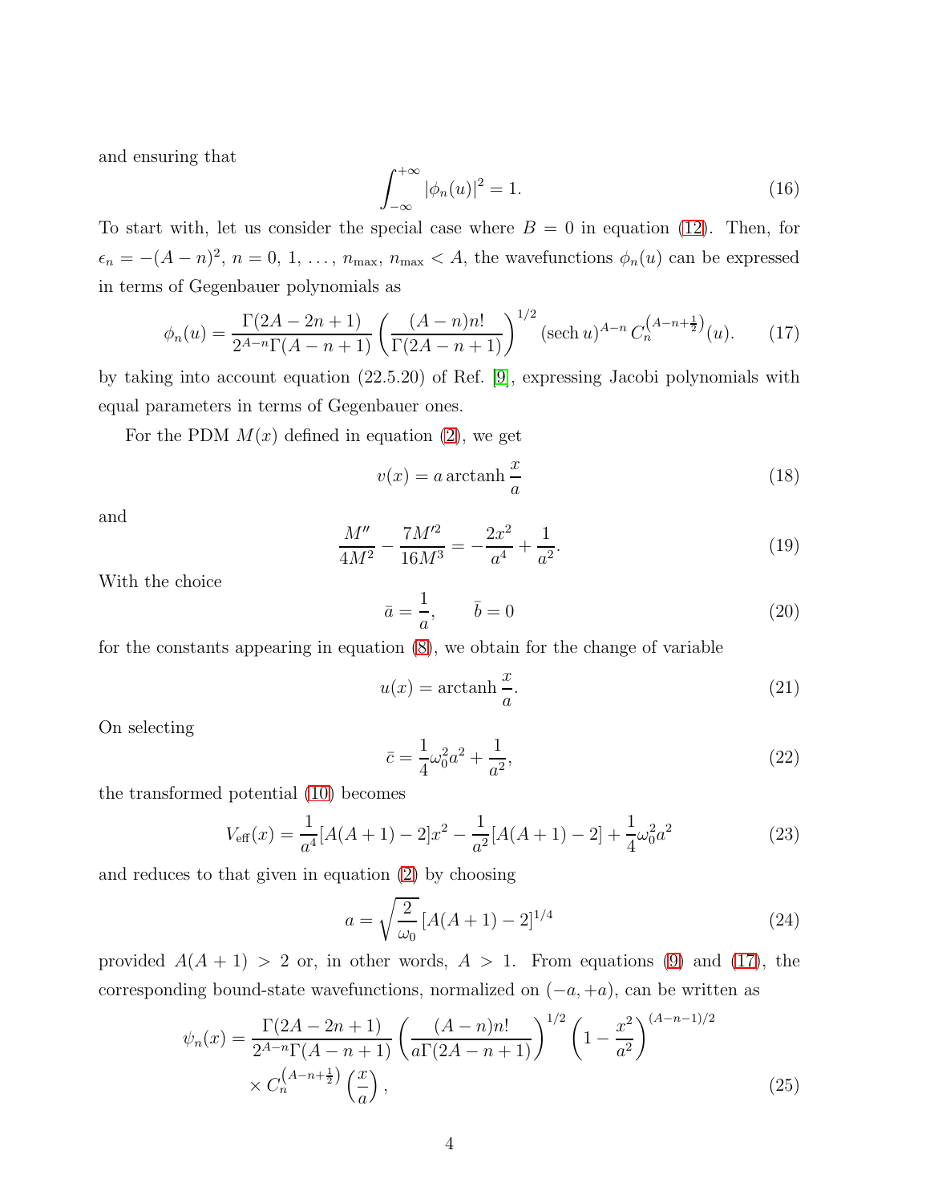and ensuring that

$$\int_{-\infty}^{+\infty} |\phi_n(u)|^2 = 1. \tag{16}$$

To start with, let us consider the special case where $B = 0$ in equation (12). Then, for $\epsilon_n = -(A-n)^2$, $n = 0, 1, \ldots, n_{\rm max}$, $n_{\rm max} < A$, the wavefunctions $\phi_n(u)$ can be expressed in terms of Gegenbauer polynomials as

$$\phi_n(u) = \frac{\Gamma(2A-2n+1)}{2^{A-n}\Gamma(A-n+1)} \left(\frac{(A-n)n!}{\Gamma(2A-n+1)}\right)^{1/2} (\operatorname{sech} u)^{A-n} C_n^{\left(A-n+\frac{1}{2}\right)}(u). \tag{17}$$

by taking into account equation (22.5.20) of Ref. [9], expressing Jacobi polynomials with equal parameters in terms of Gegenbauer ones.

For the PDM $M(x)$ defined in equation (2), we get

$$v(x) = a \operatorname{arctanh} \frac{x}{a} \tag{18}$$

and

$$\frac{M''}{4M^2} - \frac{7M'^2}{16M^3} = -\frac{2x^2}{a^4} + \frac{1}{a^2}. \tag{19}$$

With the choice

$$\bar{a} = \frac{1}{a}, \qquad \bar{b} = 0 \tag{20}$$

for the constants appearing in equation (8), we obtain for the change of variable

$$u(x) = \operatorname{arctanh} \frac{x}{a}. \tag{21}$$

On selecting

$$\bar{c} = \frac{1}{4}\omega_0^2 a^2 + \frac{1}{a^2}, \tag{22}$$

the transformed potential (10) becomes

$$V_{\rm eff}(x) = \frac{1}{a^4}[A(A+1)-2]x^2 - \frac{1}{a^2}[A(A+1)-2] + \frac{1}{4}\omega_0^2 a^2 \tag{23}$$

and reduces to that given in equation (2) by choosing

$$a = \sqrt{\frac{2}{\omega_0}}\,[A(A+1)-2]^{1/4} \tag{24}$$

provided $A(A+1) > 2$ or, in other words, $A > 1$. From equations (9) and (17), the corresponding bound-state wavefunctions, normalized on $(-a, +a)$, can be written as

$$\begin{aligned}\psi_n(x) = {} & \frac{\Gamma(2A-2n+1)}{2^{A-n}\Gamma(A-n+1)} \left(\frac{(A-n)n!}{a\Gamma(2A-n+1)}\right)^{1/2} \left(1-\frac{x^2}{a^2}\right)^{(A-n-1)/2} \\ & \times C_n^{\left(A-n+\frac{1}{2}\right)}\left(\frac{x}{a}\right),\end{aligned} \tag{25}$$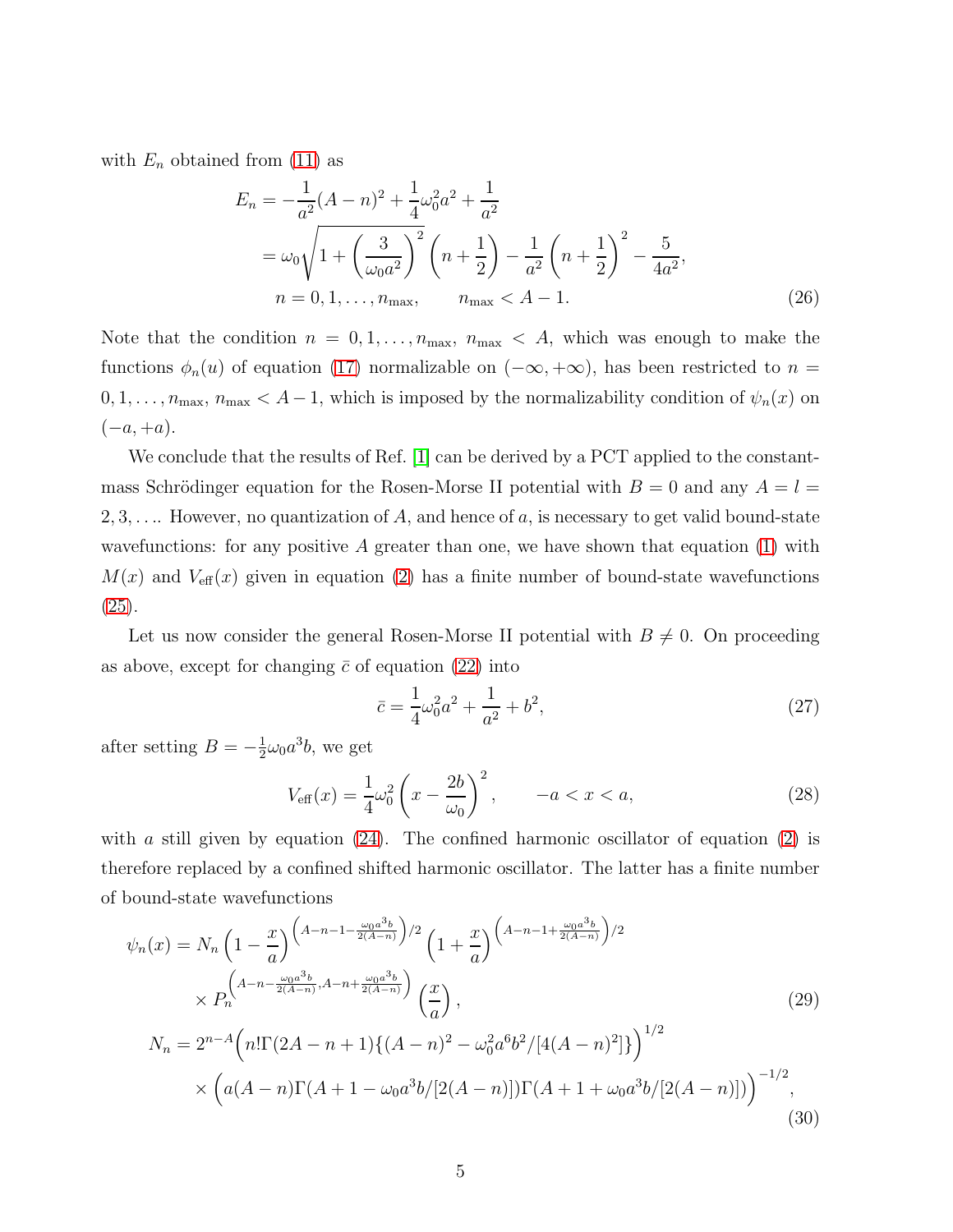with $E_n$ obtained from (11) as

$$
\begin{aligned}
E_n &= -\frac{1}{a^2}(A-n)^2 + \frac{1}{4}\omega_0^2 a^2 + \frac{1}{a^2} \\
&= \omega_0 \sqrt{1 + \left(\frac{3}{\omega_0 a^2}\right)^2} \left(n + \frac{1}{2}\right) - \frac{1}{a^2}\left(n + \frac{1}{2}\right)^2 - \frac{5}{4a^2}, \\
&\quad n = 0, 1, \ldots, n_{\max}, \qquad n_{\max} < A - 1.
\end{aligned} \tag{26}
$$

Note that the condition $n = 0, 1, \ldots, n_{\max}$, $n_{\max} < A$, which was enough to make the functions $\phi_n(u)$ of equation (17) normalizable on $(-\infty, +\infty)$, has been restricted to $n = 0, 1, \ldots, n_{\max}$, $n_{\max} < A - 1$, which is imposed by the normalizability condition of $\psi_n(x)$ on $(-a, +a)$.

We conclude that the results of Ref. [1] can be derived by a PCT applied to the constant-mass Schrödinger equation for the Rosen-Morse II potential with $B = 0$ and any $A = l = 2, 3, \ldots$. However, no quantization of $A$, and hence of $a$, is necessary to get valid bound-state wavefunctions: for any positive $A$ greater than one, we have shown that equation (1) with $M(x)$ and $V_{\text{eff}}(x)$ given in equation (2) has a finite number of bound-state wavefunctions (25).

Let us now consider the general Rosen-Morse II potential with $B \neq 0$. On proceeding as above, except for changing $\bar{c}$ of equation (22) into

$$
\bar{c} = \frac{1}{4}\omega_0^2 a^2 + \frac{1}{a^2} + b^2, \tag{27}
$$

after setting $B = -\frac{1}{2}\omega_0 a^3 b$, we get

$$
V_{\text{eff}}(x) = \frac{1}{4}\omega_0^2 \left(x - \frac{2b}{\omega_0}\right)^2, \qquad -a < x < a, \tag{28}
$$

with $a$ still given by equation (24). The confined harmonic oscillator of equation (2) is therefore replaced by a confined shifted harmonic oscillator. The latter has a finite number of bound-state wavefunctions

$$
\begin{aligned}
\psi_n(x) &= N_n \left(1 - \frac{x}{a}\right)^{\left(A-n-1-\frac{\omega_0 a^3 b}{2(A-n)}\right)/2} \left(1 + \frac{x}{a}\right)^{\left(A-n-1+\frac{\omega_0 a^3 b}{2(A-n)}\right)/2} \\
&\quad \times P_n^{\left(A-n-\frac{\omega_0 a^3 b}{2(A-n)}, A-n+\frac{\omega_0 a^3 b}{2(A-n)}\right)}\left(\frac{x}{a}\right),
\end{aligned} \tag{29}
$$

$$
\begin{aligned}
N_n &= 2^{n-A}\Big(n!\Gamma(2A-n+1)\{(A-n)^2 - \omega_0^2 a^6 b^2/[4(A-n)^2]\}\Big)^{1/2} \\
&\quad \times \Big(a(A-n)\Gamma(A+1-\omega_0 a^3 b/[2(A-n)])\Gamma(A+1+\omega_0 a^3 b/[2(A-n)])\Big)^{-1/2},
\end{aligned} \tag{30}
$$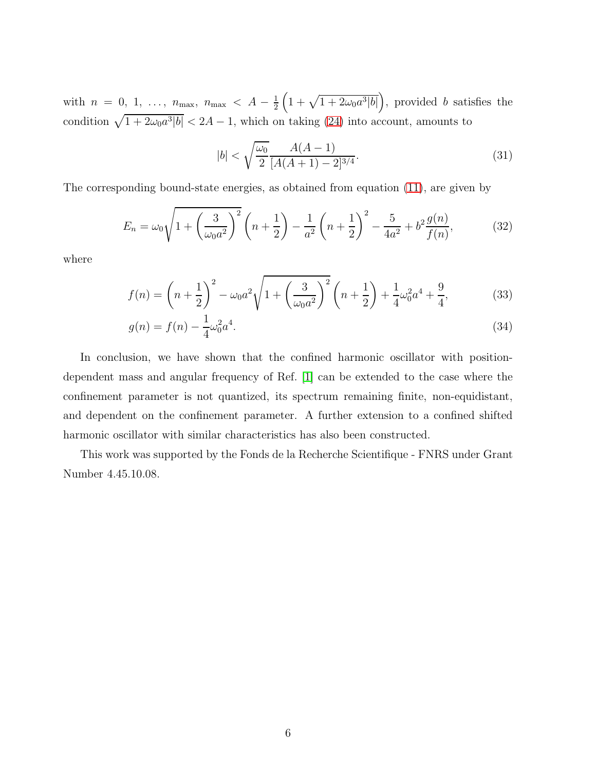with $n = 0, 1, \ldots, n_{\max}$, $n_{\max} < A - \frac{1}{2}\left(1 + \sqrt{1 + 2\omega_0 a^3 |b|}\right)$, provided $b$ satisfies the condition $\sqrt{1 + 2\omega_0 a^3 |b|} < 2A - 1$, which on taking (24) into account, amounts to

$$|b| < \sqrt{\frac{\omega_0}{2}} \frac{A(A-1)}{[A(A+1) - 2]^{3/4}}. \tag{31}$$

The corresponding bound-state energies, as obtained from equation (11), are given by

$$E_n = \omega_0 \sqrt{1 + \left(\frac{3}{\omega_0 a^2}\right)^2} \left(n + \frac{1}{2}\right) - \frac{1}{a^2}\left(n + \frac{1}{2}\right)^2 - \frac{5}{4a^2} + b^2 \frac{g(n)}{f(n)}, \tag{32}$$

where

$$f(n) = \left(n + \frac{1}{2}\right)^2 - \omega_0 a^2 \sqrt{1 + \left(\frac{3}{\omega_0 a^2}\right)^2} \left(n + \frac{1}{2}\right) + \frac{1}{4}\omega_0^2 a^4 + \frac{9}{4}, \tag{33}$$

$$g(n) = f(n) - \frac{1}{4}\omega_0^2 a^4. \tag{34}$$

In conclusion, we have shown that the confined harmonic oscillator with position-dependent mass and angular frequency of Ref. [1] can be extended to the case where the confinement parameter is not quantized, its spectrum remaining finite, non-equidistant, and dependent on the confinement parameter. A further extension to a confined shifted harmonic oscillator with similar characteristics has also been constructed.

This work was supported by the Fonds de la Recherche Scientifique - FNRS under Grant Number 4.45.10.08.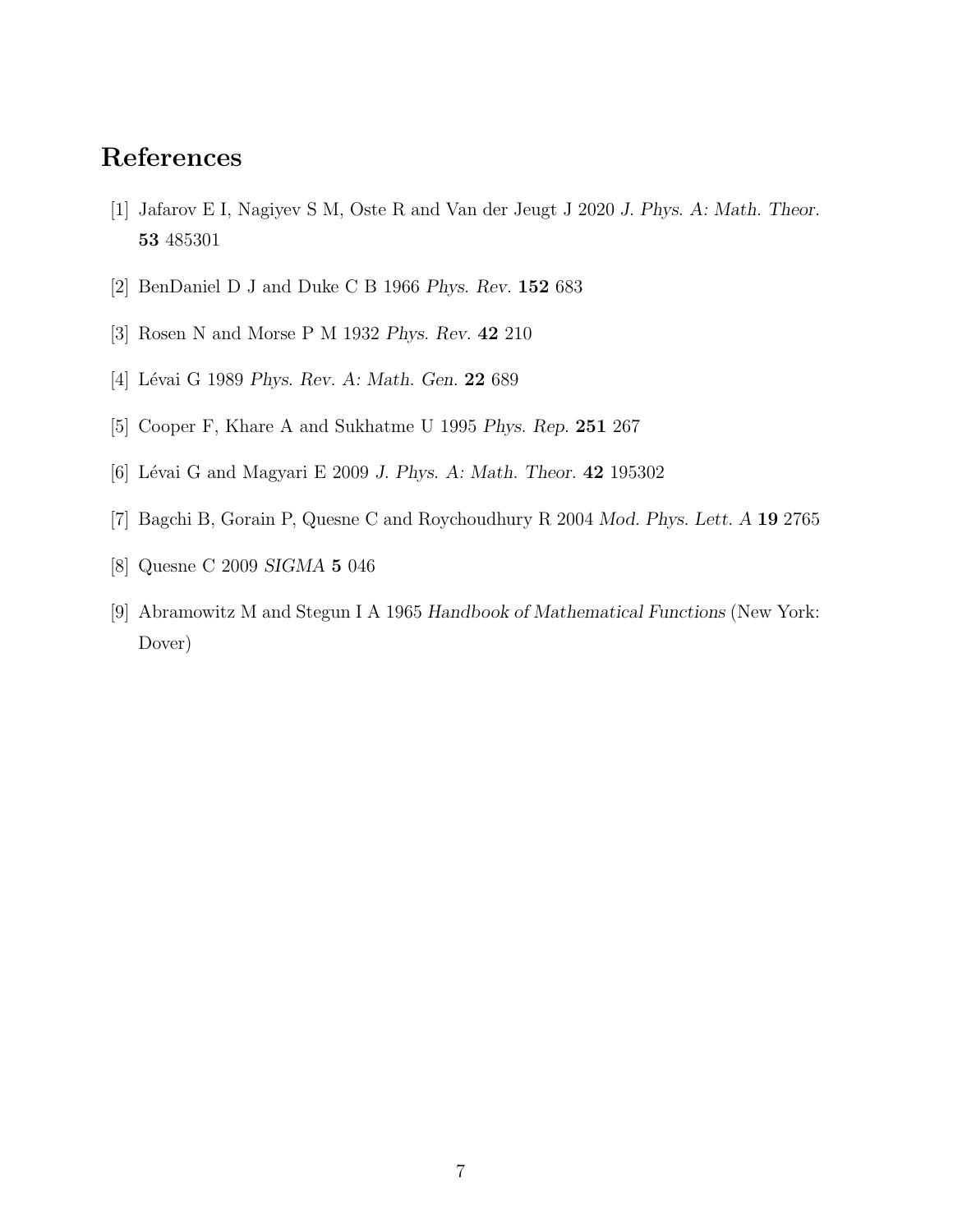## References

[1] Jafarov E I, Nagiyev S M, Oste R and Van der Jeugt J 2020 *J. Phys. A: Math. Theor.* **53** 485301

[2] BenDaniel D J and Duke C B 1966 *Phys. Rev.* **152** 683

[3] Rosen N and Morse P M 1932 *Phys. Rev.* **42** 210

[4] Lévai G 1989 *Phys. Rev. A: Math. Gen.* **22** 689

[5] Cooper F, Khare A and Sukhatme U 1995 *Phys. Rep.* **251** 267

[6] Lévai G and Magyari E 2009 *J. Phys. A: Math. Theor.* **42** 195302

[7] Bagchi B, Gorain P, Quesne C and Roychoudhury R 2004 *Mod. Phys. Lett. A* **19** 2765

[8] Quesne C 2009 *SIGMA* **5** 046

[9] Abramowitz M and Stegun I A 1965 *Handbook of Mathematical Functions* (New York: Dover)